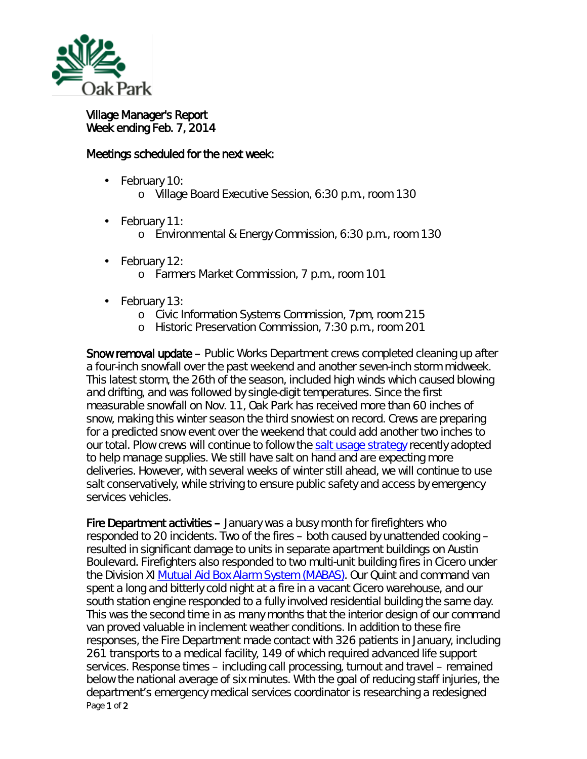Village Manager's Report
Week ending Feb. 7, 2014

Meetings scheduled for the next week:

- February 10:
  - Village Board Executive Session, 6:30 p.m., room 130
- February 11:
  - Environmental & Energy Commission, 6:30 p.m., room 130
- February 12:
  - Farmers Market Commission, 7 p.m., room 101
- February 13:
  - Civic Information Systems Commission, 7pm, room 215
  - Historic Preservation Commission, 7:30 p.m., room 201

**Snow removal update –** Public Works Department crews completed cleaning up after a four-inch snowfall over the past weekend and another seven-inch storm midweek. This latest storm, the 26th of the season, included high winds which caused blowing and drifting, and was followed by single-digit temperatures. Since the first measurable snowfall on Nov. 11, Oak Park has received more than 60 inches of snow, making this winter season the third snowiest on record. Crews are preparing for a predicted snow event over the weekend that could add another two inches to our total. Plow crews will continue to follow the salt usage strategy recently adopted to help manage supplies. We still have salt on hand and are expecting more deliveries. However, with several weeks of winter still ahead, we will continue to use salt conservatively, while striving to ensure public safety and access by emergency services vehicles.

**Fire Department activities –** January was a busy month for firefighters who responded to 20 incidents. Two of the fires – both caused by unattended cooking – resulted in significant damage to units in separate apartment buildings on Austin Boulevard. Firefighters also responded to two multi-unit building fires in Cicero under the Division XI Mutual Aid Box Alarm System (MABAS). Our Quint and command van spent a long and bitterly cold night at a fire in a vacant Cicero warehouse, and our south station engine responded to a fully involved residential building the same day. This was the second time in as many months that the interior design of our command van proved valuable in inclement weather conditions. In addition to these fire responses, the Fire Department made contact with 326 patients in January, including 261 transports to a medical facility, 149 of which required advanced life support services. Response times – including call processing, turnout and travel – remained below the national average of six minutes. With the goal of reducing staff injuries, the department's emergency medical services coordinator is researching a redesigned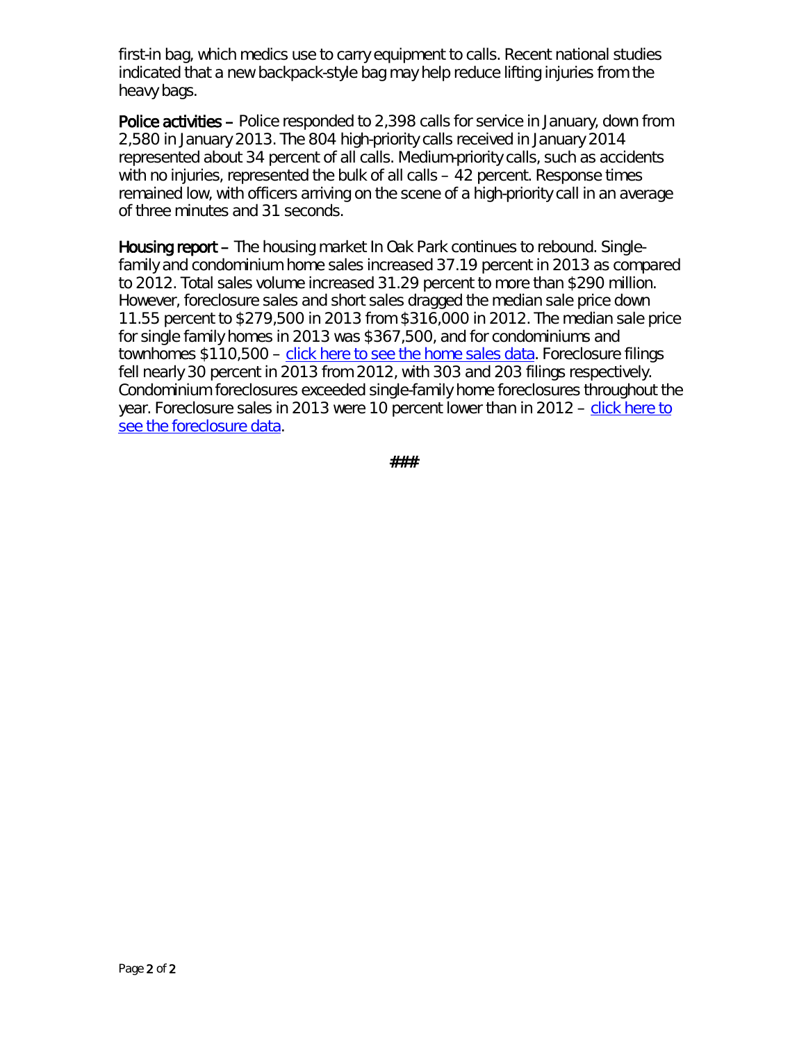first-in bag, which medics use to carry equipment to calls. Recent national studies indicated that a new backpack-style bag may help reduce lifting injuries from the heavy bags.

**Police activities** – Police responded to 2,398 calls for service in January, down from 2,580 in January 2013. The 804 high-priority calls received in January 2014 represented about 34 percent of all calls. Medium-priority calls, such as accidents with no injuries, represented the bulk of all calls – 42 percent. Response times remained low, with officers arriving on the scene of a high-priority call in an average of three minutes and 31 seconds.

**Housing report** – The housing market In Oak Park continues to rebound. Single-family and condominium home sales increased 37.19 percent in 2013 as compared to 2012. Total sales volume increased 31.29 percent to more than $290 million. However, foreclosure sales and short sales dragged the median sale price down 11.55 percent to $279,500 in 2013 from $316,000 in 2012. The median sale price for single family homes in 2013 was $367,500, and for condominiums and townhomes $110,500 – click here to see the home sales data. Foreclosure filings fell nearly 30 percent in 2013 from 2012, with 303 and 203 filings respectively. Condominium foreclosures exceeded single-family home foreclosures throughout the year. Foreclosure sales in 2013 were 10 percent lower than in 2012 – click here to see the foreclosure data.

###